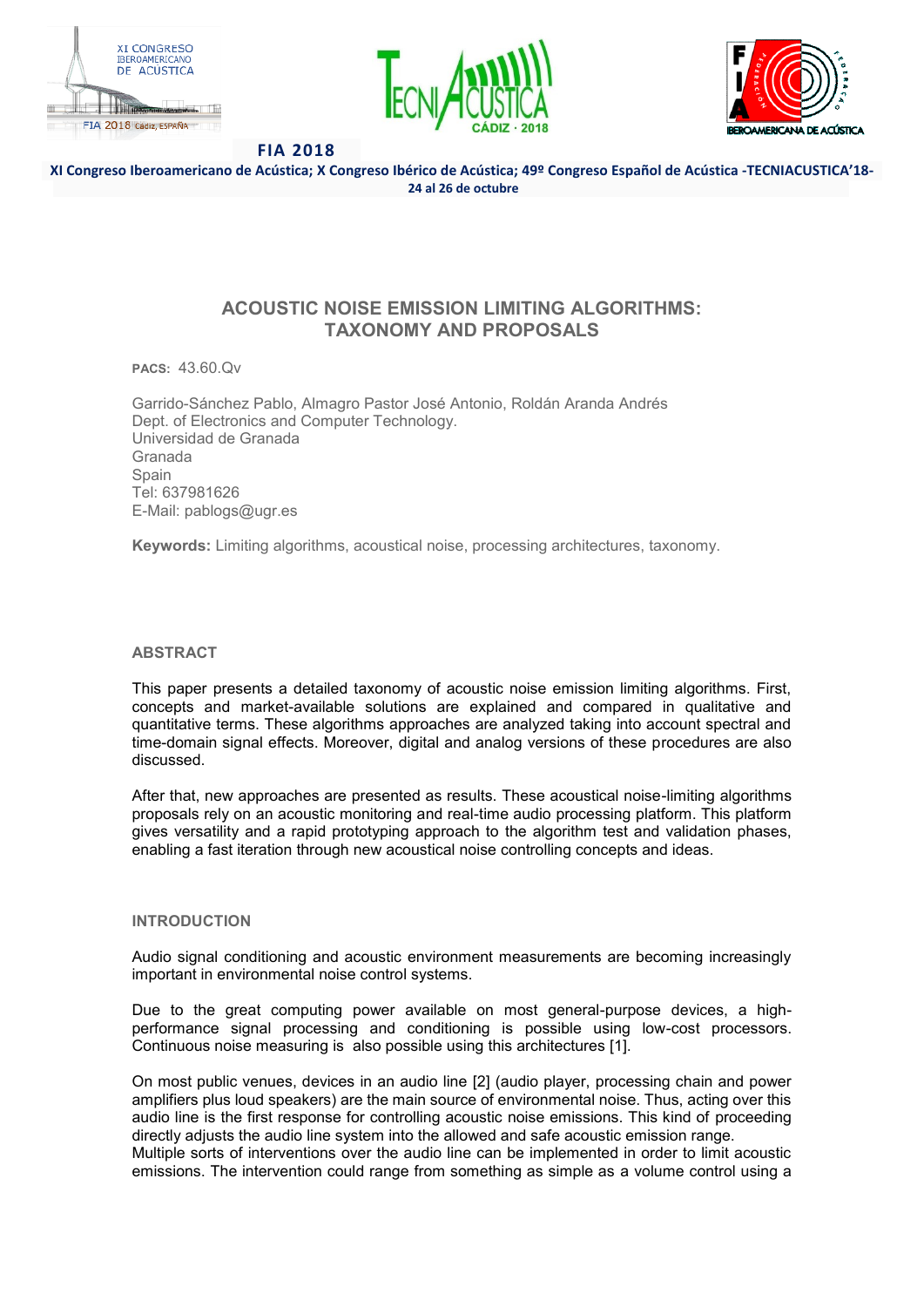# ACOUSTIC NOISE EMISSION LIMITING ALGORITHMS: TAXONOMY AND PROPOSALS

**PACS:** 43.60.Qv

Garrido-Sánchez Pablo, Almagro Pastor José Antonio, Roldán Aranda Andrés
Dept. of Electronics and Computer Technology.
Universidad de Granada
Granada
Spain
Tel: 637981626
E-Mail: pablogs@ugr.es

**Keywords:** Limiting algorithms, acoustical noise, processing architectures, taxonomy.

## ABSTRACT

This paper presents a detailed taxonomy of acoustic noise emission limiting algorithms. First, concepts and market-available solutions are explained and compared in qualitative and quantitative terms. These algorithms approaches are analyzed taking into account spectral and time-domain signal effects. Moreover, digital and analog versions of these procedures are also discussed.

After that, new approaches are presented as results. These acoustical noise-limiting algorithms proposals rely on an acoustic monitoring and real-time audio processing platform. This platform gives versatility and a rapid prototyping approach to the algorithm test and validation phases, enabling a fast iteration through new acoustical noise controlling concepts and ideas.

## INTRODUCTION

Audio signal conditioning and acoustic environment measurements are becoming increasingly important in environmental noise control systems.

Due to the great computing power available on most general-purpose devices, a high-performance signal processing and conditioning is possible using low-cost processors. Continuous noise measuring is also possible using this architectures [1].

On most public venues, devices in an audio line [2] (audio player, processing chain and power amplifiers plus loud speakers) are the main source of environmental noise. Thus, acting over this audio line is the first response for controlling acoustic noise emissions. This kind of proceeding directly adjusts the audio line system into the allowed and safe acoustic emission range.
Multiple sorts of interventions over the audio line can be implemented in order to limit acoustic emissions. The intervention could range from something as simple as a volume control using a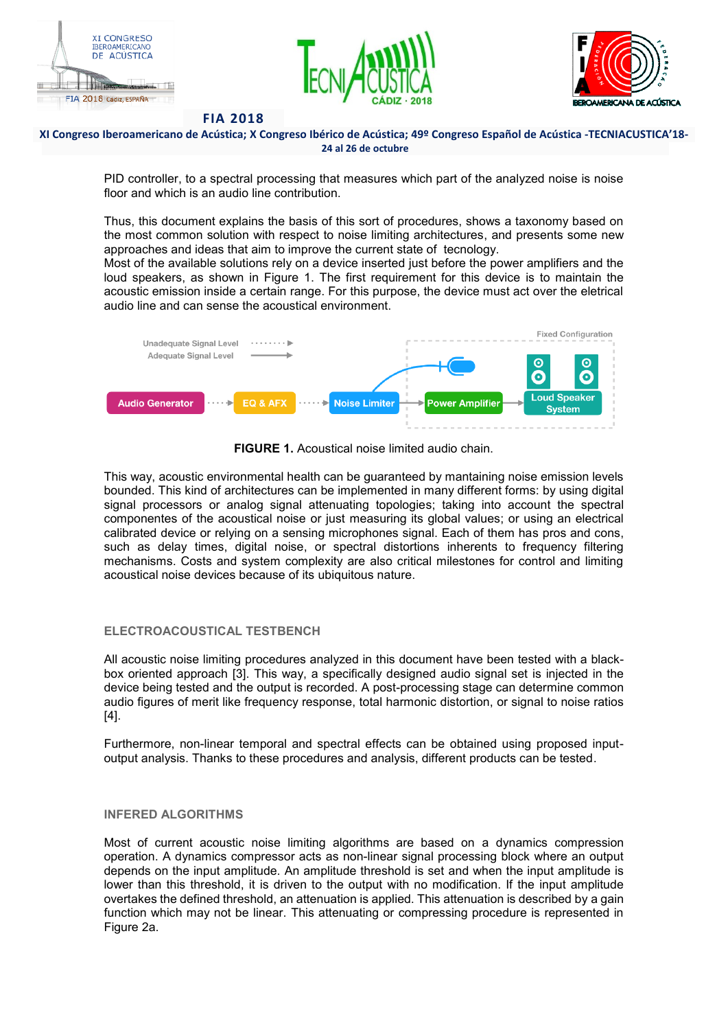PID controller, to a spectral processing that measures which part of the analyzed noise is noise floor and which is an audio line contribution.

Thus, this document explains the basis of this sort of procedures, shows a taxonomy based on the most common solution with respect to noise limiting architectures, and presents some new approaches and ideas that aim to improve the current state of tecnology.
Most of the available solutions rely on a device inserted just before the power amplifiers and the loud speakers, as shown in Figure 1. The first requirement for this device is to maintain the acoustic emission inside a certain range. For this purpose, the device must act over the eletrical audio line and can sense the acoustical environment.

**FIGURE 1.** Acoustical noise limited audio chain.

This way, acoustic environmental health can be guaranteed by mantaining noise emission levels bounded. This kind of architectures can be implemented in many different forms: by using digital signal processors or analog signal attenuating topologies; taking into account the spectral componentes of the acoustical noise or just measuring its global values; or using an electrical calibrated device or relying on a sensing microphones signal. Each of them has pros and cons, such as delay times, digital noise, or spectral distortions inherents to frequency filtering mechanisms. Costs and system complexity are also critical milestones for control and limiting acoustical noise devices because of its ubiquitous nature.

## ELECTROACOUSTICAL TESTBENCH

All acoustic noise limiting procedures analyzed in this document have been tested with a black-box oriented approach [3]. This way, a specifically designed audio signal set is injected in the device being tested and the output is recorded. A post-processing stage can determine common audio figures of merit like frequency response, total harmonic distortion, or signal to noise ratios [4].

Furthermore, non-linear temporal and spectral effects can be obtained using proposed input-output analysis. Thanks to these procedures and analysis, different products can be tested.

## INFERED ALGORITHMS

Most of current acoustic noise limiting algorithms are based on a dynamics compression operation. A dynamics compressor acts as non-linear signal processing block where an output depends on the input amplitude. An amplitude threshold is set and when the input amplitude is lower than this threshold, it is driven to the output with no modification. If the input amplitude overtakes the defined threshold, an attenuation is applied. This attenuation is described by a gain function which may not be linear. This attenuating or compressing procedure is represented in Figure 2a.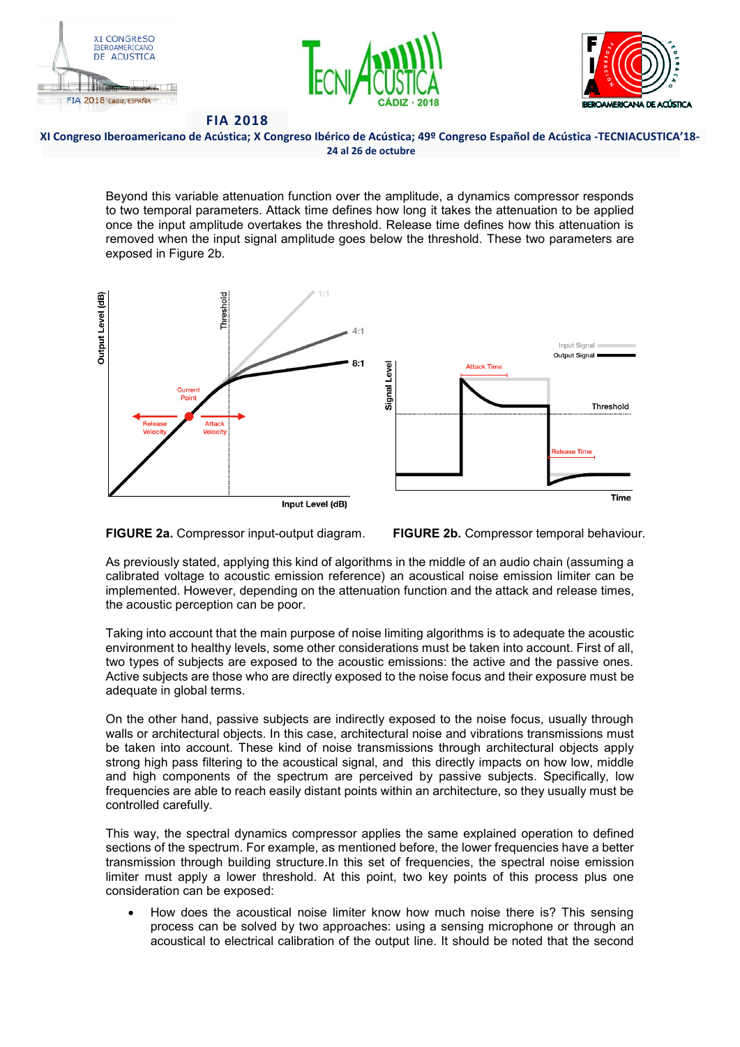Beyond this variable attenuation function over the amplitude, a dynamics compressor responds to two temporal parameters. Attack time defines how long it takes the attenuation to be applied once the input amplitude overtakes the threshold. Release time defines how this attenuation is removed when the input signal amplitude goes below the threshold. These two parameters are exposed in Figure 2b.

**FIGURE 2a.** Compressor input-output diagram. **FIGURE 2b.** Compressor temporal behaviour.

As previously stated, applying this kind of algorithms in the middle of an audio chain (assuming a calibrated voltage to acoustic emission reference) an acoustical noise emission limiter can be implemented. However, depending on the attenuation function and the attack and release times, the acoustic perception can be poor.

Taking into account that the main purpose of noise limiting algorithms is to adequate the acoustic environment to healthy levels, some other considerations must be taken into account. First of all, two types of subjects are exposed to the acoustic emissions: the active and the passive ones. Active subjects are those who are directly exposed to the noise focus and their exposure must be adequate in global terms.

On the other hand, passive subjects are indirectly exposed to the noise focus, usually through walls or architectural objects. In this case, architectural noise and vibrations transmissions must be taken into account. These kind of noise transmissions through architectural objects apply strong high pass filtering to the acoustical signal, and this directly impacts on how low, middle and high components of the spectrum are perceived by passive subjects. Specifically, low frequencies are able to reach easily distant points within an architecture, so they usually must be controlled carefully.

This way, the spectral dynamics compressor applies the same explained operation to defined sections of the spectrum. For example, as mentioned before, the lower frequencies have a better transmission through building structure.In this set of frequencies, the spectral noise emission limiter must apply a lower threshold. At this point, two key points of this process plus one consideration can be exposed:

- How does the acoustical noise limiter know how much noise there is? This sensing process can be solved by two approaches: using a sensing microphone or through an acoustical to electrical calibration of the output line. It should be noted that the second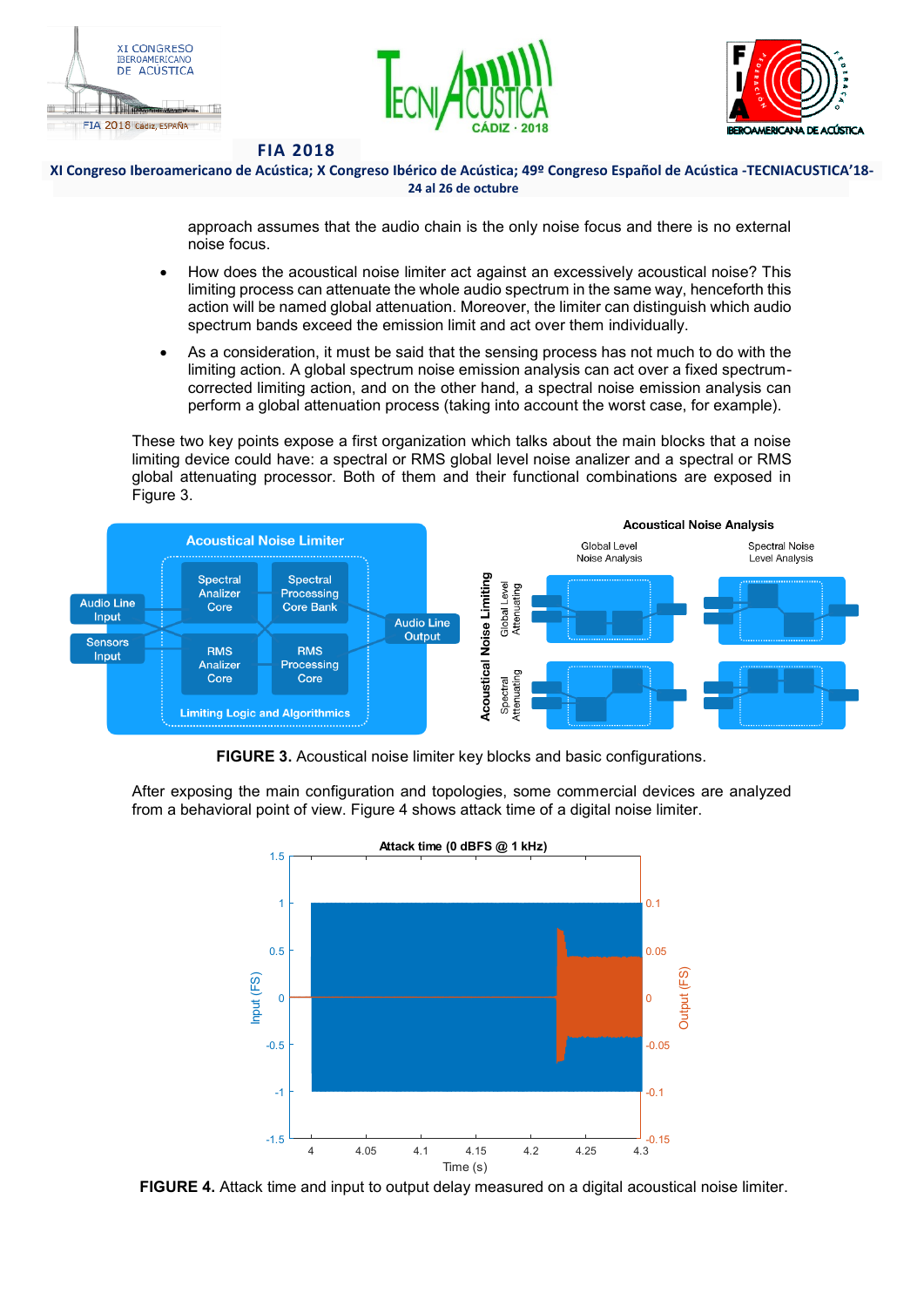approach assumes that the audio chain is the only noise focus and there is no external noise focus.

- How does the acoustical noise limiter act against an excessively acoustical noise? This limiting process can attenuate the whole audio spectrum in the same way, henceforth this action will be named global attenuation. Moreover, the limiter can distinguish which audio spectrum bands exceed the emission limit and act over them individually.
- As a consideration, it must be said that the sensing process has not much to do with the limiting action. A global spectrum noise emission analysis can act over a fixed spectrum-corrected limiting action, and on the other hand, a spectral noise emission analysis can perform a global attenuation process (taking into account the worst case, for example).

These two key points expose a first organization which talks about the main blocks that a noise limiting device could have: a spectral or RMS global level noise analizer and a spectral or RMS global attenuating processor. Both of them and their functional combinations are exposed in Figure 3.

**FIGURE 3.** Acoustical noise limiter key blocks and basic configurations.

After exposing the main configuration and topologies, some commercial devices are analyzed from a behavioral point of view. Figure 4 shows attack time of a digital noise limiter.

**FIGURE 4.** Attack time and input to output delay measured on a digital acoustical noise limiter.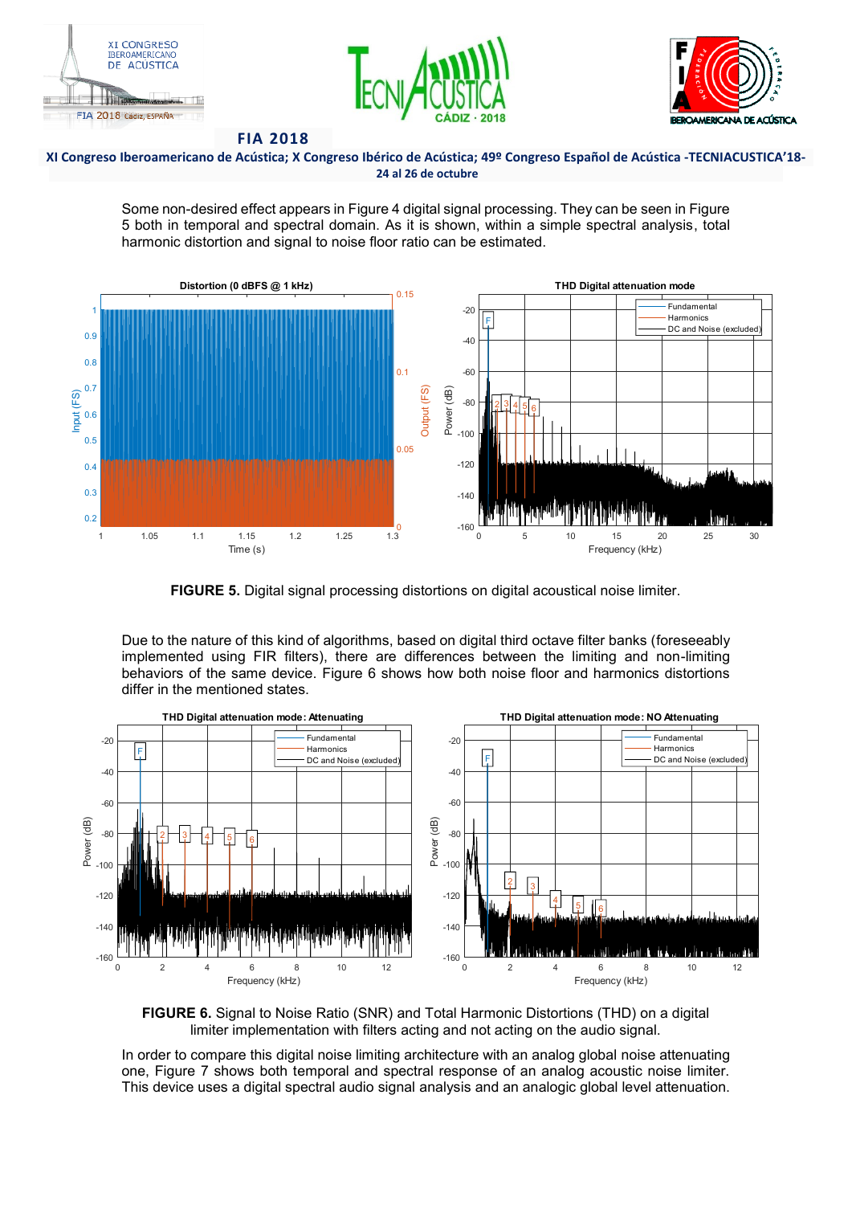Some non-desired effect appears in Figure 4 digital signal processing. They can be seen in Figure 5 both in temporal and spectral domain. As it is shown, within a simple spectral analysis, total harmonic distortion and signal to noise floor ratio can be estimated.

**FIGURE 5.** Digital signal processing distortions on digital acoustical noise limiter.

Due to the nature of this kind of algorithms, based on digital third octave filter banks (foreseeably implemented using FIR filters), there are differences between the limiting and non-limiting behaviors of the same device. Figure 6 shows how both noise floor and harmonics distortions differ in the mentioned states.

**FIGURE 6.** Signal to Noise Ratio (SNR) and Total Harmonic Distortions (THD) on a digital limiter implementation with filters acting and not acting on the audio signal.

In order to compare this digital noise limiting architecture with an analog global noise attenuating one, Figure 7 shows both temporal and spectral response of an analog acoustic noise limiter. This device uses a digital spectral audio signal analysis and an analogic global level attenuation.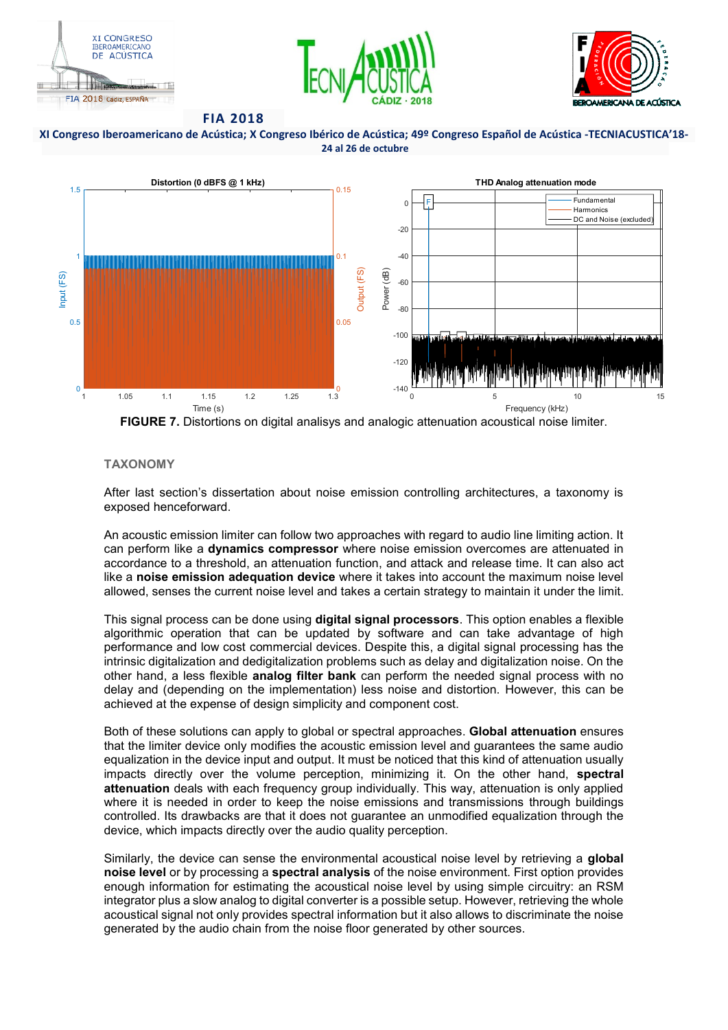FIGURE 7. Distortions on digital analisys and analogic attenuation acoustical noise limiter.

## TAXONOMY

After last section's dissertation about noise emission controlling architectures, a taxonomy is exposed henceforward.

An acoustic emission limiter can follow two approaches with regard to audio line limiting action. It can perform like a **dynamics compressor** where noise emission overcomes are attenuated in accordance to a threshold, an attenuation function, and attack and release time. It can also act like a **noise emission adequation device** where it takes into account the maximum noise level allowed, senses the current noise level and takes a certain strategy to maintain it under the limit.

This signal process can be done using **digital signal processors**. This option enables a flexible algorithmic operation that can be updated by software and can take advantage of high performance and low cost commercial devices. Despite this, a digital signal processing has the intrinsic digitalization and dedigitalization problems such as delay and digitalization noise. On the other hand, a less flexible **analog filter bank** can perform the needed signal process with no delay and (depending on the implementation) less noise and distortion. However, this can be achieved at the expense of design simplicity and component cost.

Both of these solutions can apply to global or spectral approaches. **Global attenuation** ensures that the limiter device only modifies the acoustic emission level and guarantees the same audio equalization in the device input and output. It must be noticed that this kind of attenuation usually impacts directly over the volume perception, minimizing it. On the other hand, **spectral attenuation** deals with each frequency group individually. This way, attenuation is only applied where it is needed in order to keep the noise emissions and transmissions through buildings controlled. Its drawbacks are that it does not guarantee an unmodified equalization through the device, which impacts directly over the audio quality perception.

Similarly, the device can sense the environmental acoustical noise level by retrieving a **global noise level** or by processing a **spectral analysis** of the noise environment. First option provides enough information for estimating the acoustical noise level by using simple circuitry: an RSM integrator plus a slow analog to digital converter is a possible setup. However, retrieving the whole acoustical signal not only provides spectral information but it also allows to discriminate the noise generated by the audio chain from the noise floor generated by other sources.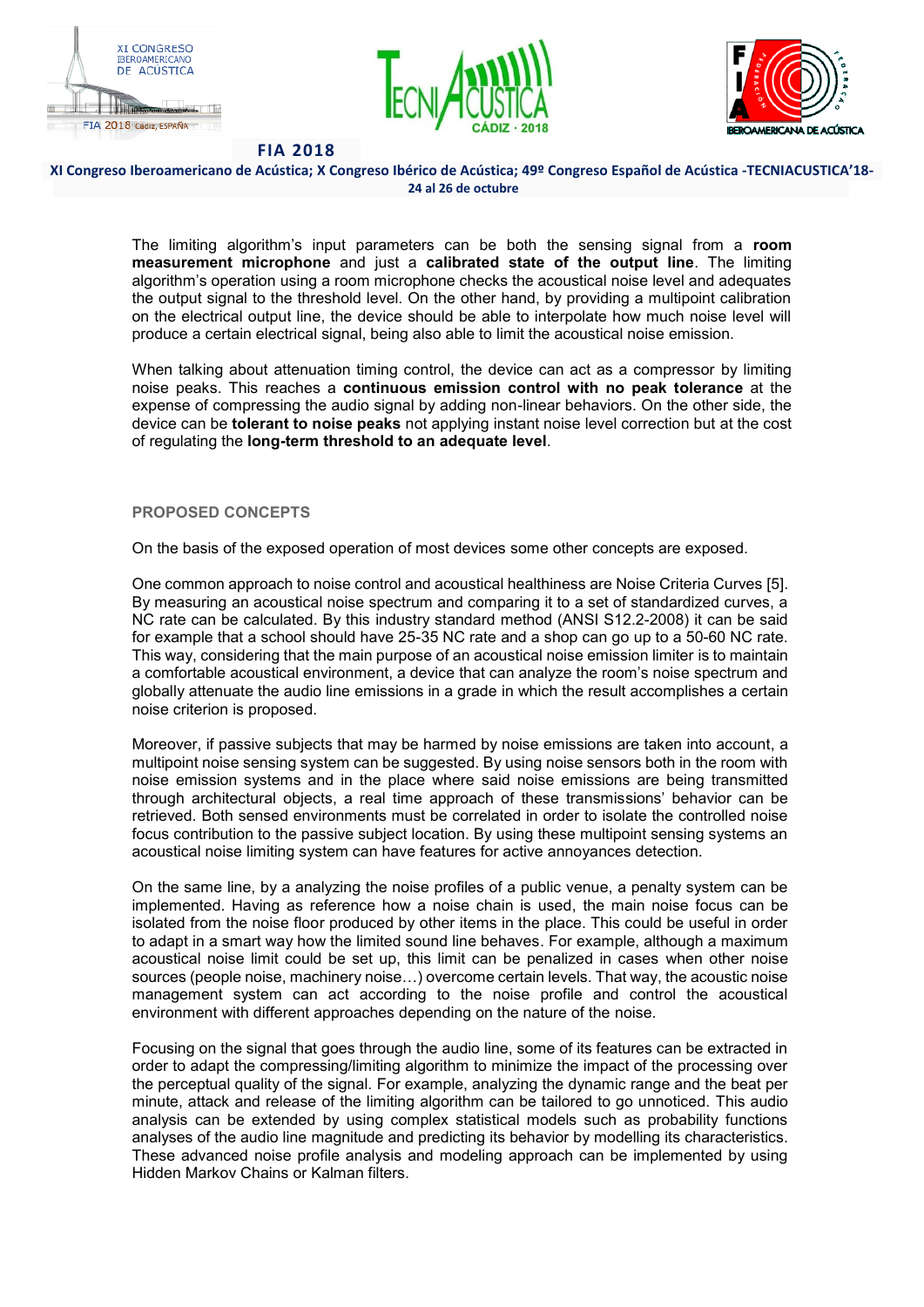The limiting algorithm's input parameters can be both the sensing signal from a **room measurement microphone** and just a **calibrated state of the output line**. The limiting algorithm's operation using a room microphone checks the acoustical noise level and adequates the output signal to the threshold level. On the other hand, by providing a multipoint calibration on the electrical output line, the device should be able to interpolate how much noise level will produce a certain electrical signal, being also able to limit the acoustical noise emission.

When talking about attenuation timing control, the device can act as a compressor by limiting noise peaks. This reaches a **continuous emission control with no peak tolerance** at the expense of compressing the audio signal by adding non-linear behaviors. On the other side, the device can be **tolerant to noise peaks** not applying instant noise level correction but at the cost of regulating the **long-term threshold to an adequate level**.

## PROPOSED CONCEPTS

On the basis of the exposed operation of most devices some other concepts are exposed.

One common approach to noise control and acoustical healthiness are Noise Criteria Curves [5]. By measuring an acoustical noise spectrum and comparing it to a set of standardized curves, a NC rate can be calculated. By this industry standard method (ANSI S12.2-2008) it can be said for example that a school should have 25-35 NC rate and a shop can go up to a 50-60 NC rate. This way, considering that the main purpose of an acoustical noise emission limiter is to maintain a comfortable acoustical environment, a device that can analyze the room's noise spectrum and globally attenuate the audio line emissions in a grade in which the result accomplishes a certain noise criterion is proposed.

Moreover, if passive subjects that may be harmed by noise emissions are taken into account, a multipoint noise sensing system can be suggested. By using noise sensors both in the room with noise emission systems and in the place where said noise emissions are being transmitted through architectural objects, a real time approach of these transmissions' behavior can be retrieved. Both sensed environments must be correlated in order to isolate the controlled noise focus contribution to the passive subject location. By using these multipoint sensing systems an acoustical noise limiting system can have features for active annoyances detection.

On the same line, by a analyzing the noise profiles of a public venue, a penalty system can be implemented. Having as reference how a noise chain is used, the main noise focus can be isolated from the noise floor produced by other items in the place. This could be useful in order to adapt in a smart way how the limited sound line behaves. For example, although a maximum acoustical noise limit could be set up, this limit can be penalized in cases when other noise sources (people noise, machinery noise…) overcome certain levels. That way, the acoustic noise management system can act according to the noise profile and control the acoustical environment with different approaches depending on the nature of the noise.

Focusing on the signal that goes through the audio line, some of its features can be extracted in order to adapt the compressing/limiting algorithm to minimize the impact of the processing over the perceptual quality of the signal. For example, analyzing the dynamic range and the beat per minute, attack and release of the limiting algorithm can be tailored to go unnoticed. This audio analysis can be extended by using complex statistical models such as probability functions analyses of the audio line magnitude and predicting its behavior by modelling its characteristics. These advanced noise profile analysis and modeling approach can be implemented by using Hidden Markov Chains or Kalman filters.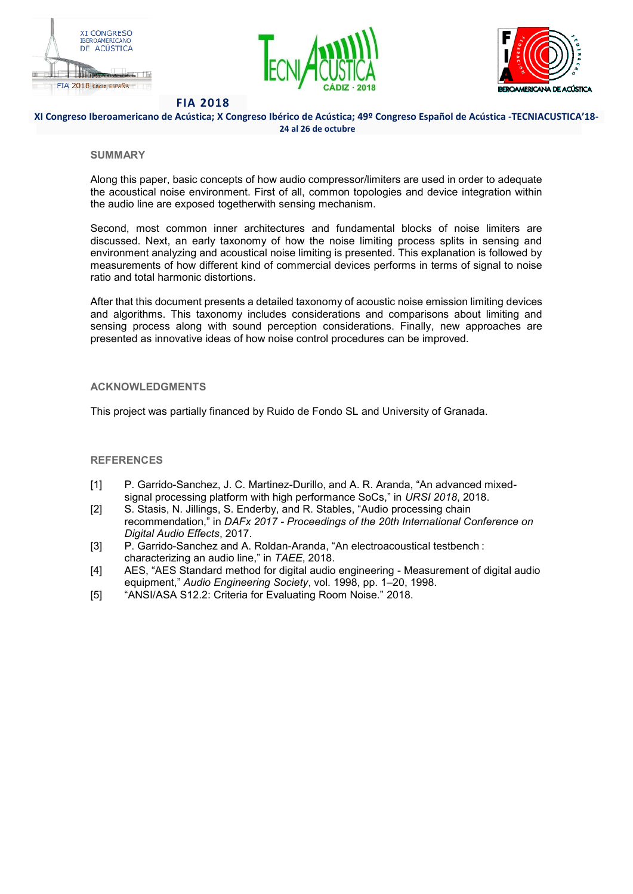## SUMMARY

Along this paper, basic concepts of how audio compressor/limiters are used in order to adequate the acoustical noise environment. First of all, common topologies and device integration within the audio line are exposed togetherwith sensing mechanism.

Second, most common inner architectures and fundamental blocks of noise limiters are discussed. Next, an early taxonomy of how the noise limiting process splits in sensing and environment analyzing and acoustical noise limiting is presented. This explanation is followed by measurements of how different kind of commercial devices performs in terms of signal to noise ratio and total harmonic distortions.

After that this document presents a detailed taxonomy of acoustic noise emission limiting devices and algorithms. This taxonomy includes considerations and comparisons about limiting and sensing process along with sound perception considerations. Finally, new approaches are presented as innovative ideas of how noise control procedures can be improved.

## ACKNOWLEDGMENTS

This project was partially financed by Ruido de Fondo SL and University of Granada.

## REFERENCES

[1] P. Garrido-Sanchez, J. C. Martinez-Durillo, and A. R. Aranda, "An advanced mixed-signal processing platform with high performance SoCs," in *URSI 2018*, 2018.

[2] S. Stasis, N. Jillings, S. Enderby, and R. Stables, "Audio processing chain recommendation," in *DAFx 2017 - Proceedings of the 20th International Conference on Digital Audio Effects*, 2017.

[3] P. Garrido-Sanchez and A. Roldan-Aranda, "An electroacoustical testbench : characterizing an audio line," in *TAEE*, 2018.

[4] AES, "AES Standard method for digital audio engineering - Measurement of digital audio equipment," *Audio Engineering Society*, vol. 1998, pp. 1–20, 1998.

[5] "ANSI/ASA S12.2: Criteria for Evaluating Room Noise." 2018.